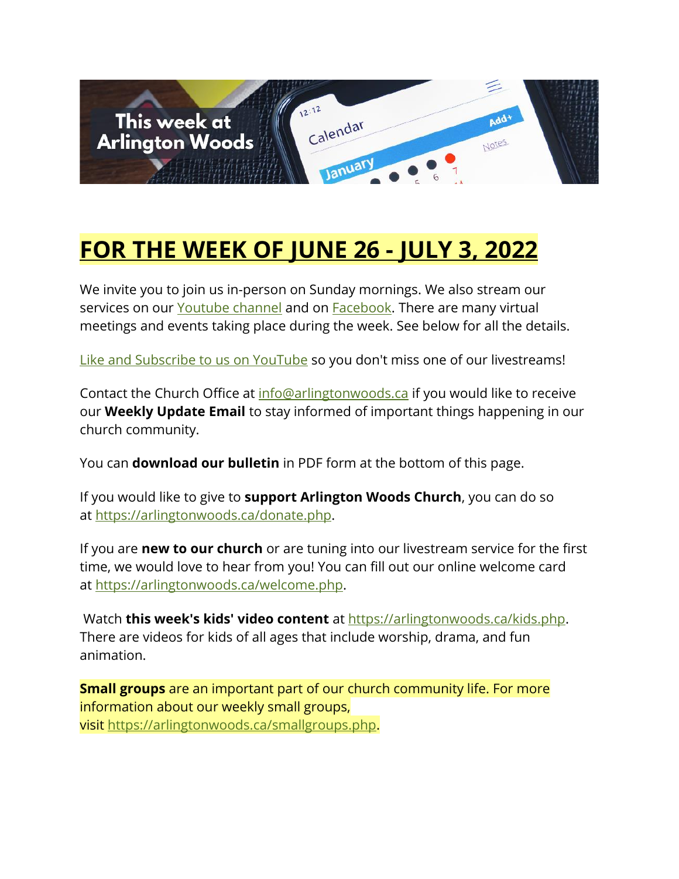# FOR THE WEEK OF JUNE 26 - JULY 3, 2022

We invite you to join us in-person on Sunday mornings. We also stream our services on our Youtube channel and on Facebook. There are many virtual meetings and events taking place during the week. See below for all the details.

Like and Subscribe to us on YouTube so you don't miss one of our livestreams!

Contact the Church Office at info@arlingtonwoods.ca if you would like to receive our **Weekly Update Email** to stay informed of important things happening in our church community.

You can **download our bulletin** in PDF form at the bottom of this page.

If you would like to give to **support Arlington Woods Church**, you can do so at https://arlingtonwoods.ca/donate.php.

If you are **new to our church** or are tuning into our livestream service for the first time, we would love to hear from you! You can fill out our online welcome card at https://arlingtonwoods.ca/welcome.php.

Watch **this week's kids' video content** at https://arlingtonwoods.ca/kids.php. There are videos for kids of all ages that include worship, drama, and fun animation.

**Small groups** are an important part of our church community life. For more information about our weekly small groups, visit https://arlingtonwoods.ca/smallgroups.php.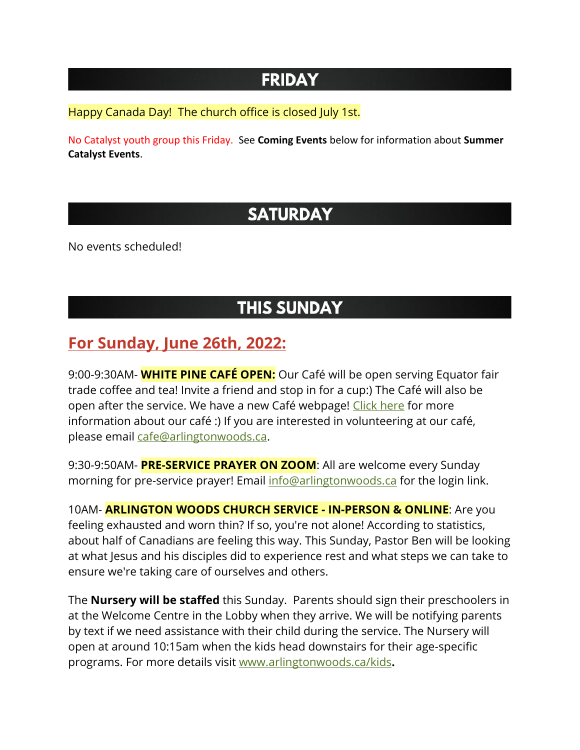# FRIDAY

Happy Canada Day!  The church office is closed July 1st.

No Catalyst youth group this Friday.  See **Coming Events** below for information about **Summer Catalyst Events**.

# SATURDAY

No events scheduled!

# THIS SUNDAY

## For Sunday, June 26th, 2022:

9:00-9:30AM- **WHITE PINE CAFÉ OPEN:** Our Café will be open serving Equator fair trade coffee and tea! Invite a friend and stop in for a cup:) The Café will also be open after the service. We have a new Café webpage! Click here for more information about our café :) If you are interested in volunteering at our café, please email cafe@arlingtonwoods.ca.

9:30-9:50AM- **PRE-SERVICE PRAYER ON ZOOM**: All are welcome every Sunday morning for pre-service prayer! Email info@arlingtonwoods.ca for the login link.

10AM- **ARLINGTON WOODS CHURCH SERVICE - IN-PERSON & ONLINE**: Are you feeling exhausted and worn thin? If so, you're not alone! According to statistics, about half of Canadians are feeling this way. This Sunday, Pastor Ben will be looking at what Jesus and his disciples did to experience rest and what steps we can take to ensure we're taking care of ourselves and others.

The **Nursery will be staffed** this Sunday.  Parents should sign their preschoolers in at the Welcome Centre in the Lobby when they arrive. We will be notifying parents by text if we need assistance with their child during the service. The Nursery will open at around 10:15am when the kids head downstairs for their age-specific programs. For more details visit www.arlingtonwoods.ca/kids**.**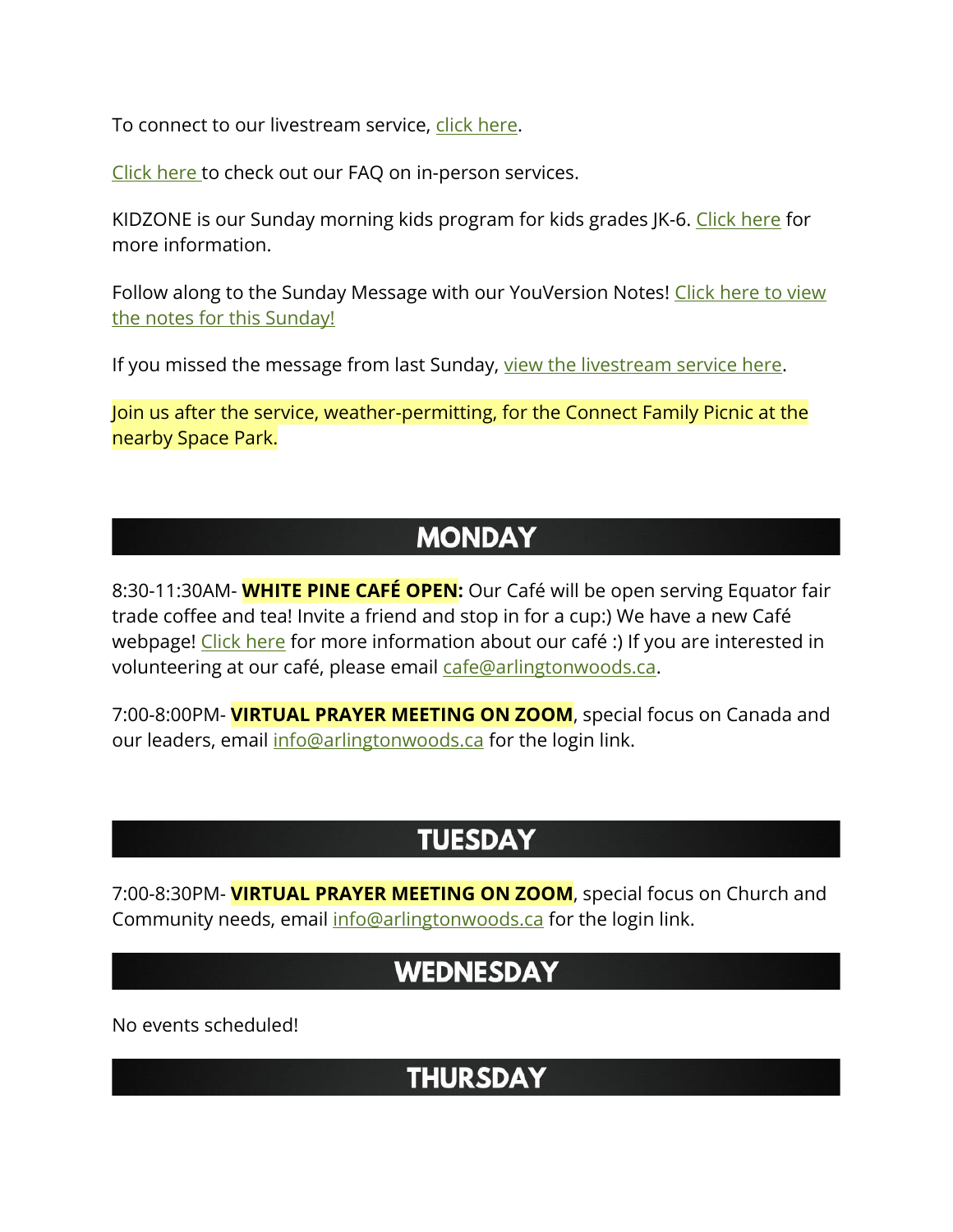To connect to our livestream service, click here.

Click here to check out our FAQ on in-person services.

KIDZONE is our Sunday morning kids program for kids grades JK-6. Click here for more information.

Follow along to the Sunday Message with our YouVersion Notes! Click here to view the notes for this Sunday!

If you missed the message from last Sunday, view the livestream service here.

Join us after the service, weather-permitting, for the Connect Family Picnic at the nearby Space Park.

## MONDAY

8:30-11:30AM- **WHITE PINE CAFÉ OPEN:** Our Café will be open serving Equator fair trade coffee and tea! Invite a friend and stop in for a cup:) We have a new Café webpage! Click here for more information about our café :) If you are interested in volunteering at our café, please email cafe@arlingtonwoods.ca.

7:00-8:00PM- **VIRTUAL PRAYER MEETING ON ZOOM**, special focus on Canada and our leaders, email info@arlingtonwoods.ca for the login link.

## TUESDAY

7:00-8:30PM- **VIRTUAL PRAYER MEETING ON ZOOM**, special focus on Church and Community needs, email info@arlingtonwoods.ca for the login link.

## WEDNESDAY

No events scheduled!

## THURSDAY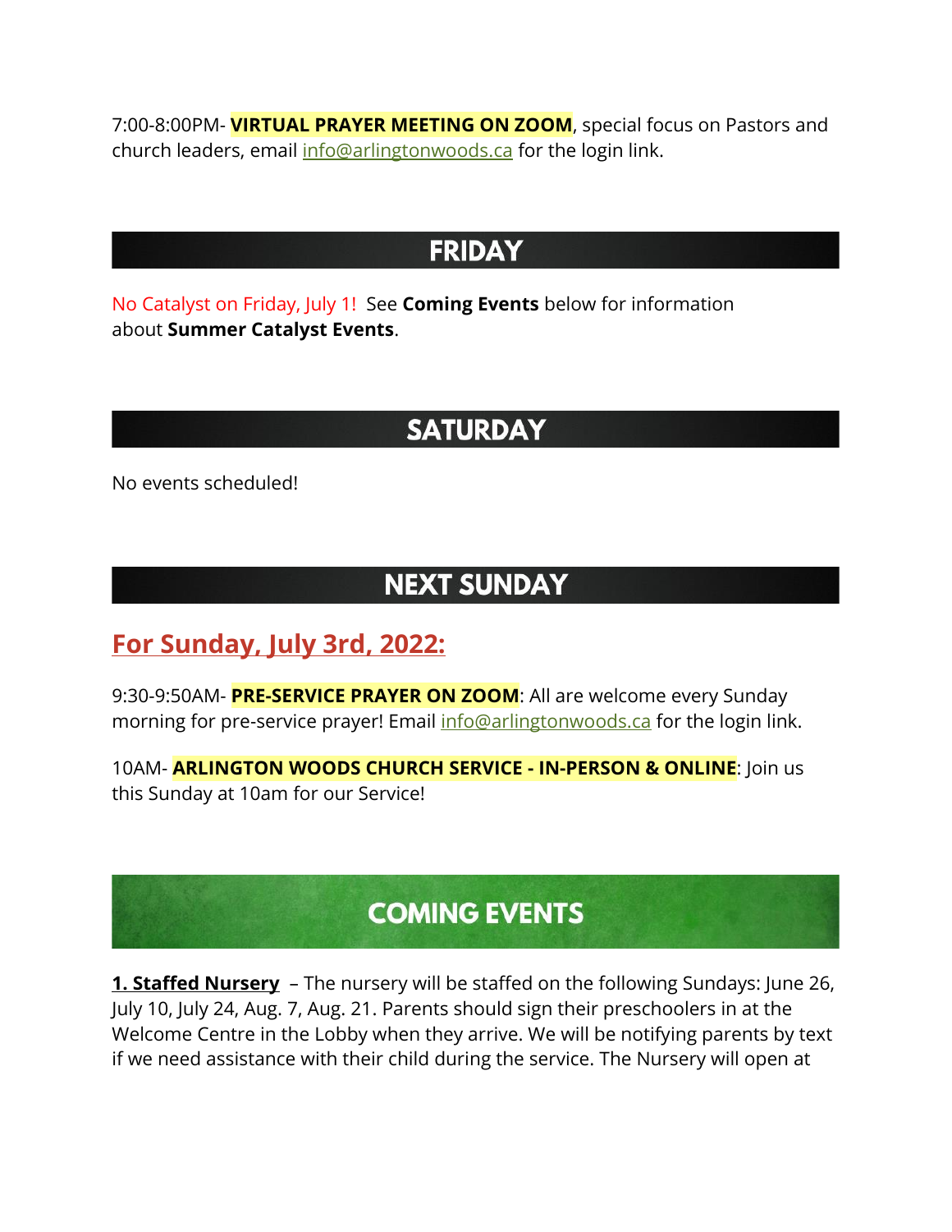7:00-8:00PM- **VIRTUAL PRAYER MEETING ON ZOOM**, special focus on Pastors and church leaders, email info@arlingtonwoods.ca for the login link.

## FRIDAY

No Catalyst on Friday, July 1! See **Coming Events** below for information about **Summer Catalyst Events**.

## SATURDAY

No events scheduled!

## NEXT SUNDAY

### For Sunday, July 3rd, 2022:

9:30-9:50AM- **PRE-SERVICE PRAYER ON ZOOM**: All are welcome every Sunday morning for pre-service prayer! Email info@arlingtonwoods.ca for the login link.

10AM- **ARLINGTON WOODS CHURCH SERVICE - IN-PERSON & ONLINE**: Join us this Sunday at 10am for our Service!

## COMING EVENTS

**1. Staffed Nursery** – The nursery will be staffed on the following Sundays: June 26, July 10, July 24, Aug. 7, Aug. 21. Parents should sign their preschoolers in at the Welcome Centre in the Lobby when they arrive. We will be notifying parents by text if we need assistance with their child during the service. The Nursery will open at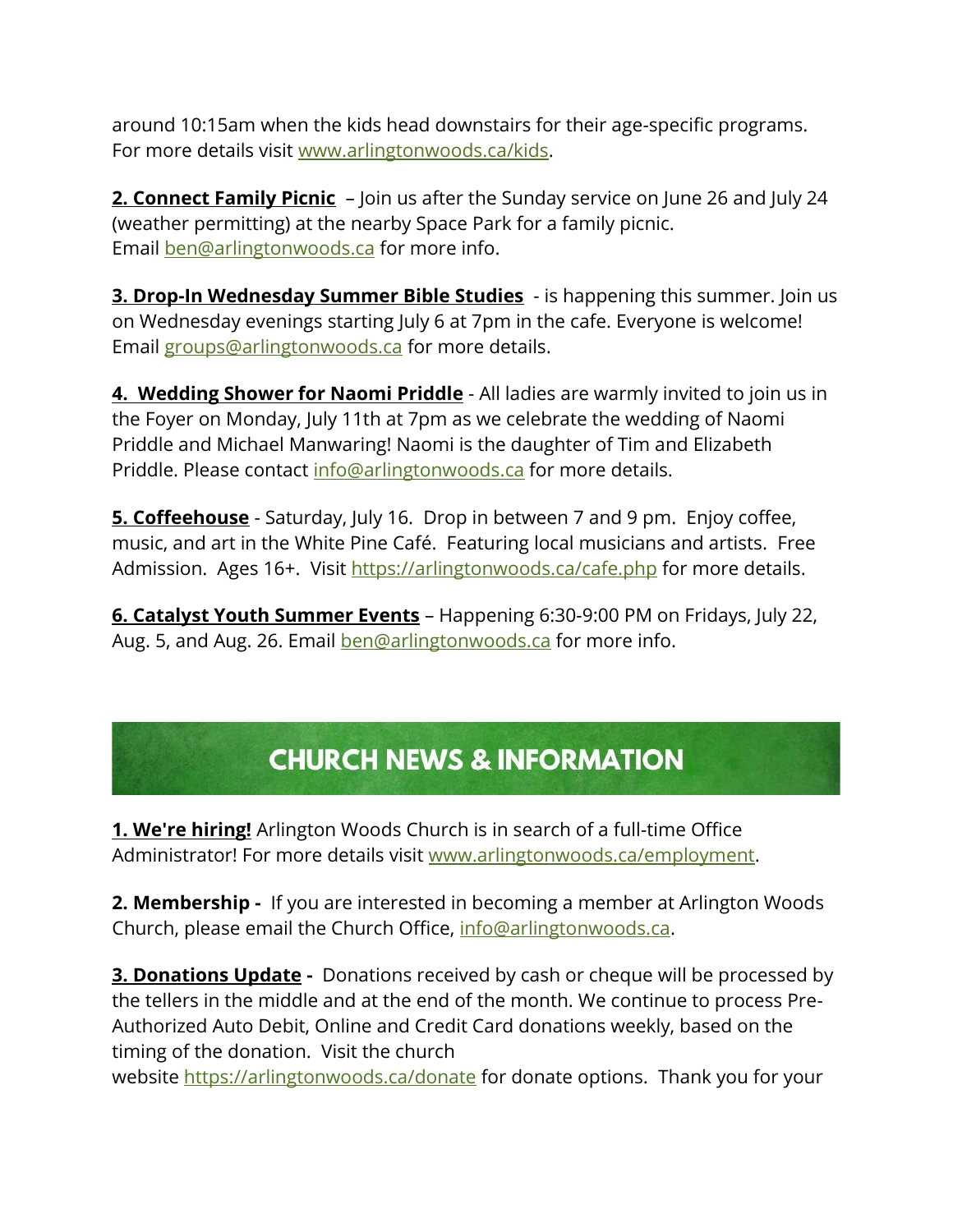around 10:15am when the kids head downstairs for their age-specific programs. For more details visit [www.arlingtonwoods.ca/kids](www.arlingtonwoods.ca/kids).

**2. Connect Family Picnic** – Join us after the Sunday service on June 26 and July 24 (weather permitting) at the nearby Space Park for a family picnic. Email [ben@arlingtonwoods.ca](mailto:ben@arlingtonwoods.ca) for more info.

**3. Drop-In Wednesday Summer Bible Studies** - is happening this summer. Join us on Wednesday evenings starting July 6 at 7pm in the cafe. Everyone is welcome! Email [groups@arlingtonwoods.ca](mailto:groups@arlingtonwoods.ca) for more details.

**4. Wedding Shower for Naomi Priddle** - All ladies are warmly invited to join us in the Foyer on Monday, July 11th at 7pm as we celebrate the wedding of Naomi Priddle and Michael Manwaring! Naomi is the daughter of Tim and Elizabeth Priddle. Please contact [info@arlingtonwoods.ca](mailto:info@arlingtonwoods.ca) for more details.

**5. Coffeehouse** - Saturday, July 16. Drop in between 7 and 9 pm. Enjoy coffee, music, and art in the White Pine Café. Featuring local musicians and artists. Free Admission. Ages 16+. Visit [https://arlingtonwoods.ca/cafe.php](https://arlingtonwoods.ca/cafe.php) for more details.

**6. Catalyst Youth Summer Events** – Happening 6:30-9:00 PM on Fridays, July 22, Aug. 5, and Aug. 26. Email [ben@arlingtonwoods.ca](mailto:ben@arlingtonwoods.ca) for more info.

## CHURCH NEWS & INFORMATION

**1. We're hiring!** Arlington Woods Church is in search of a full-time Office Administrator! For more details visit [www.arlingtonwoods.ca/employment](www.arlingtonwoods.ca/employment).

**2. Membership -** If you are interested in becoming a member at Arlington Woods Church, please email the Church Office, [info@arlingtonwoods.ca](mailto:info@arlingtonwoods.ca).

**3. Donations Update -** Donations received by cash or cheque will be processed by the tellers in the middle and at the end of the month. We continue to process Pre-Authorized Auto Debit, Online and Credit Card donations weekly, based on the timing of the donation. Visit the church website [https://arlingtonwoods.ca/donate](https://arlingtonwoods.ca/donate) for donate options. Thank you for your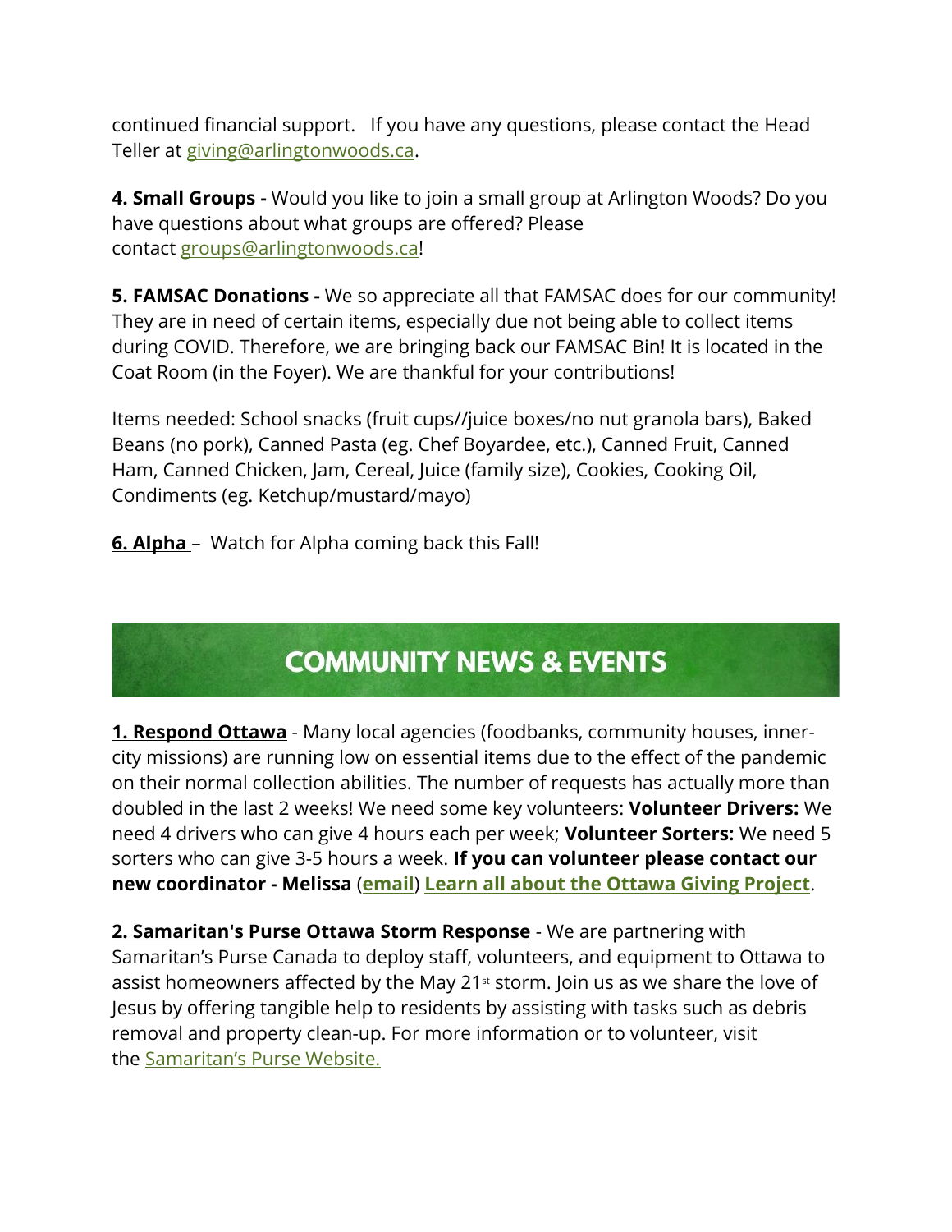continued financial support.   If you have any questions, please contact the Head Teller at giving@arlingtonwoods.ca.

**4. Small Groups -** Would you like to join a small group at Arlington Woods? Do you have questions about what groups are offered? Please contact groups@arlingtonwoods.ca!

**5. FAMSAC Donations -** We so appreciate all that FAMSAC does for our community! They are in need of certain items, especially due not being able to collect items during COVID. Therefore, we are bringing back our FAMSAC Bin! It is located in the Coat Room (in the Foyer). We are thankful for your contributions!

Items needed: School snacks (fruit cups//juice boxes/no nut granola bars), Baked Beans (no pork), Canned Pasta (eg. Chef Boyardee, etc.), Canned Fruit, Canned Ham, Canned Chicken, Jam, Cereal, Juice (family size), Cookies, Cooking Oil, Condiments (eg. Ketchup/mustard/mayo)

**6. Alpha** –  Watch for Alpha coming back this Fall!

## COMMUNITY NEWS & EVENTS

**1. Respond Ottawa** - Many local agencies (foodbanks, community houses, inner-city missions) are running low on essential items due to the effect of the pandemic on their normal collection abilities. The number of requests has actually more than doubled in the last 2 weeks! We need some key volunteers: **Volunteer Drivers:** We need 4 drivers who can give 4 hours each per week; **Volunteer Sorters:** We need 5 sorters who can give 3-5 hours a week. **If you can volunteer please contact our new coordinator - Melissa** (**email**) **Learn all about the Ottawa Giving Project**.

**2. Samaritan's Purse Ottawa Storm Response** - We are partnering with Samaritan's Purse Canada to deploy staff, volunteers, and equipment to Ottawa to assist homeowners affected by the May 21st storm. Join us as we share the love of Jesus by offering tangible help to residents by assisting with tasks such as debris removal and property clean-up. For more information or to volunteer, visit the Samaritan's Purse Website.